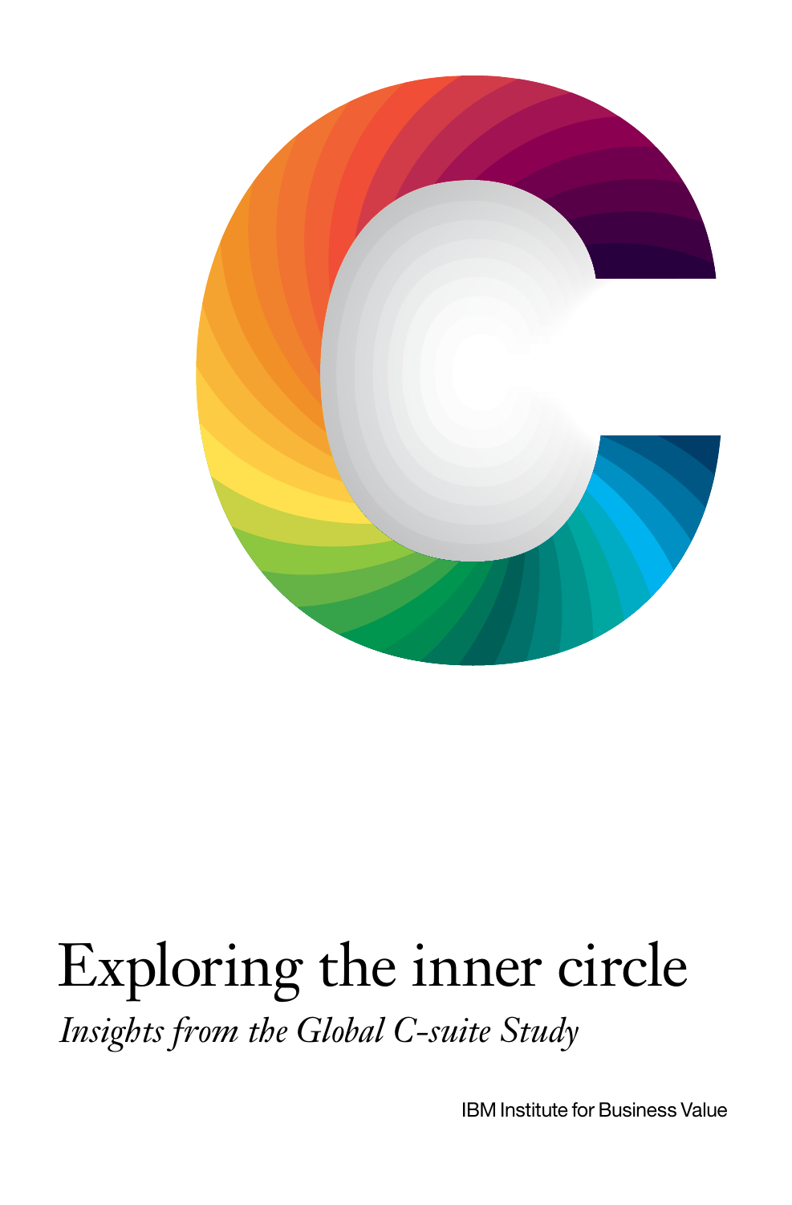# Exploring the inner circle

*Insights from the Global C-suite Study*

IBM Institute for Business Value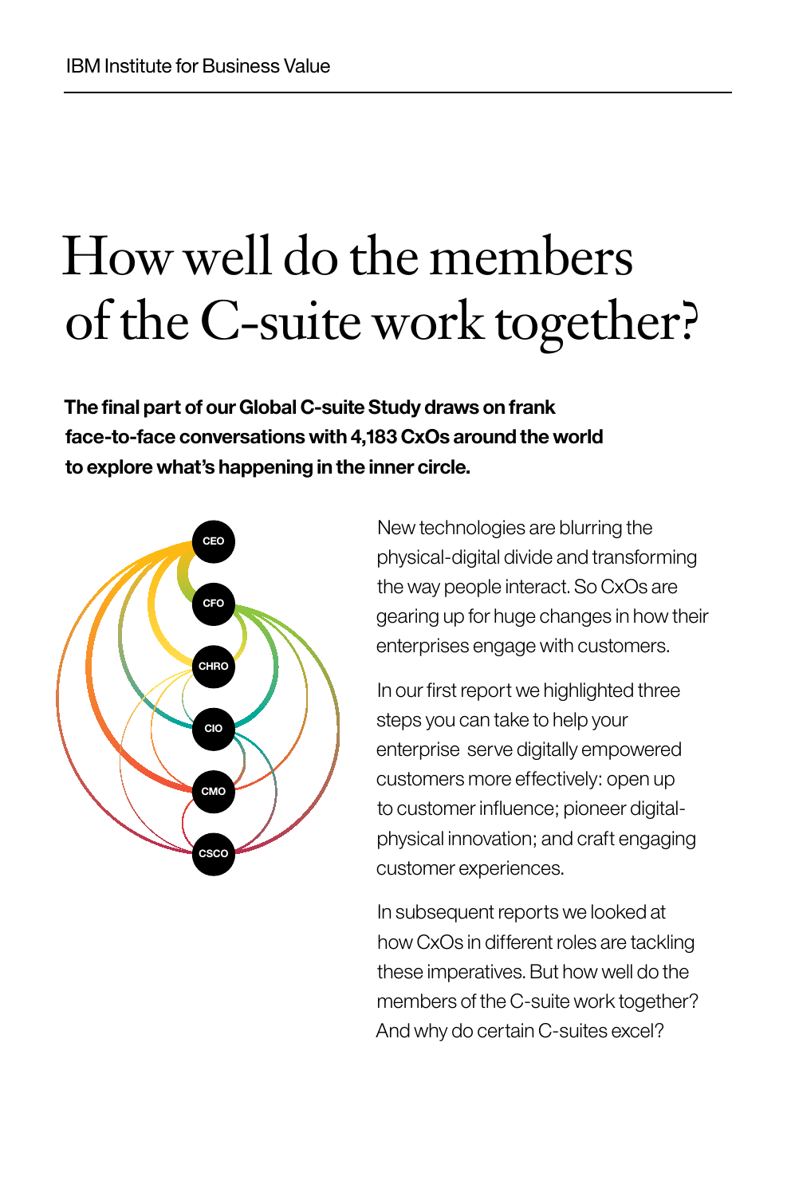# How well do the members of the C-suite work together?

**The final part of our Global C-suite Study draws on frank face-to-face conversations with 4,183 CxOs around the world to explore what's happening in the inner circle.**

New technologies are blurring the physical-digital divide and transforming the way people interact. So CxOs are gearing up for huge changes in how their enterprises engage with customers.

In our first report we highlighted three steps you can take to help your enterprise serve digitally empowered customers more effectively: open up to customer influence; pioneer digital-physical innovation; and craft engaging customer experiences.

In subsequent reports we looked at how CxOs in different roles are tackling these imperatives. But how well do the members of the C-suite work together? And why do certain C-suites excel?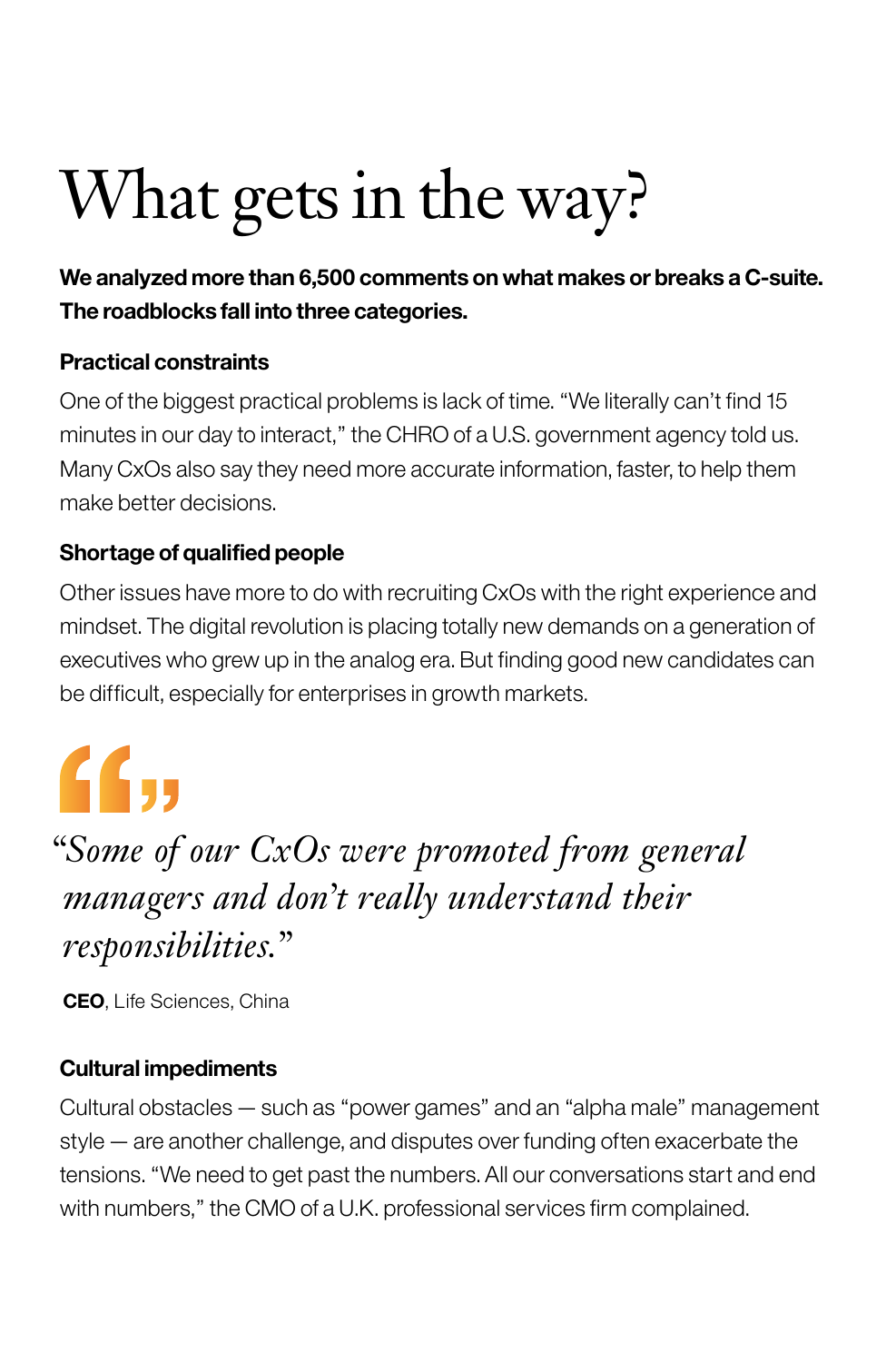# What gets in the way?

**We analyzed more than 6,500 comments on what makes or breaks a C-suite. The roadblocks fall into three categories.**

### Practical constraints

One of the biggest practical problems is lack of time. "We literally can't find 15 minutes in our day to interact," the CHRO of a U.S. government agency told us. Many CxOs also say they need more accurate information, faster, to help them make better decisions.

### Shortage of qualified people

Other issues have more to do with recruiting CxOs with the right experience and mindset. The digital revolution is placing totally new demands on a generation of executives who grew up in the analog era. But finding good new candidates can be difficult, especially for enterprises in growth markets.

> *"Some of our CxOs were promoted from general managers and don't really understand their responsibilities."*
>
> **CEO**, Life Sciences, China

### Cultural impediments

Cultural obstacles — such as "power games" and an "alpha male" management style — are another challenge, and disputes over funding often exacerbate the tensions. "We need to get past the numbers. All our conversations start and end with numbers," the CMO of a U.K. professional services firm complained.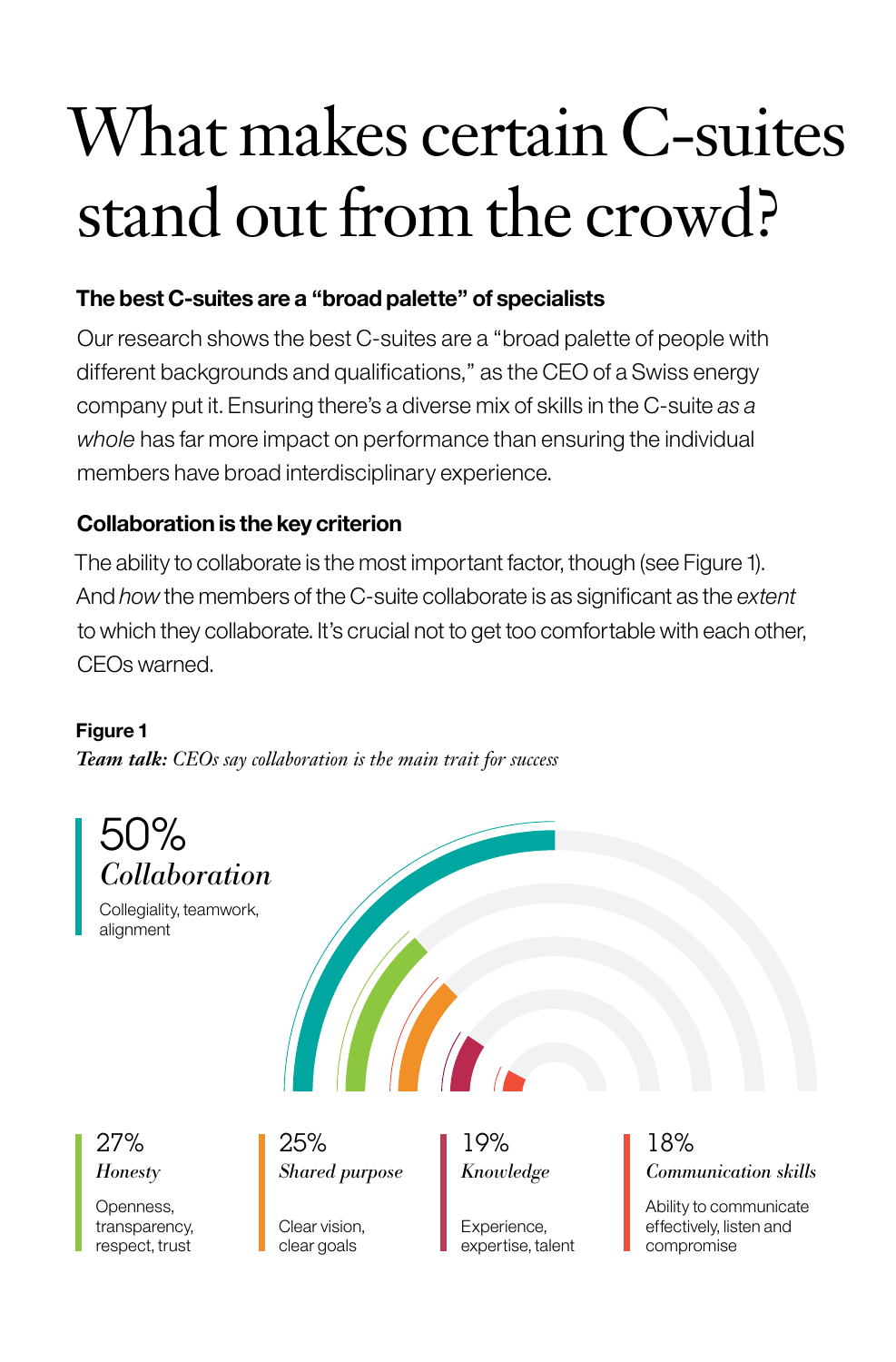# What makes certain C-suites stand out from the crowd?

### The best C-suites are a "broad palette" of specialists

Our research shows the best C-suites are a "broad palette of people with different backgrounds and qualifications," as the CEO of a Swiss energy company put it. Ensuring there's a diverse mix of skills in the C-suite *as a whole* has far more impact on performance than ensuring the individual members have broad interdisciplinary experience.

### Collaboration is the key criterion

The ability to collaborate is the most important factor, though (see Figure 1). And *how* the members of the C-suite collaborate is as significant as the *extent* to which they collaborate. It's crucial not to get too comfortable with each other, CEOs warned.

**Figure 1**

***Team talk:** CEOs say collaboration is the main trait for success*

50%
*Collaboration*
Collegiality, teamwork, alignment

27%
*Honesty*
Openness, transparency, respect, trust

25%
*Shared purpose*
Clear vision, clear goals

19%
*Knowledge*
Experience, expertise, talent

18%
*Communication skills*
Ability to communicate effectively, listen and compromise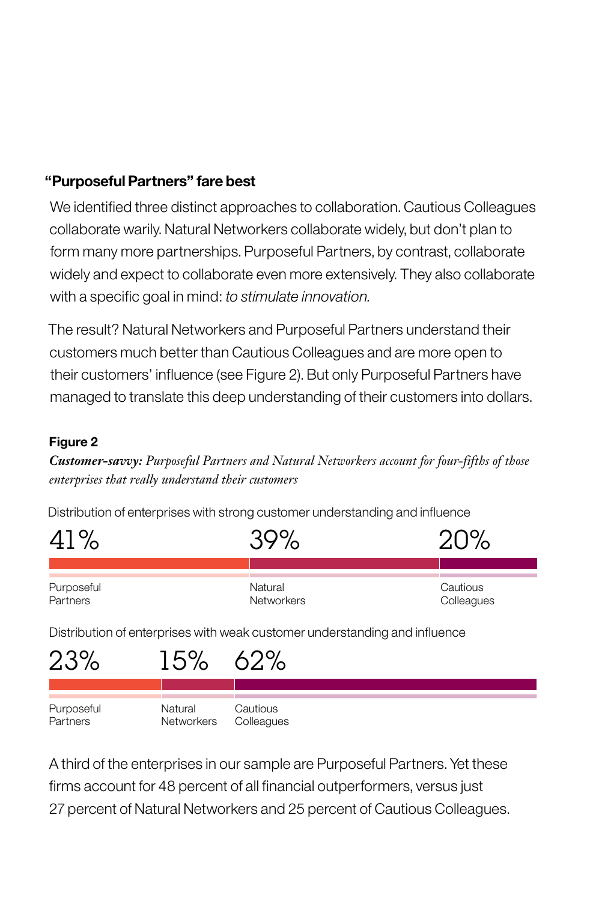### "Purposeful Partners" fare best

We identified three distinct approaches to collaboration. Cautious Colleagues collaborate warily. Natural Networkers collaborate widely, but don't plan to form many more partnerships. Purposeful Partners, by contrast, collaborate widely and expect to collaborate even more extensively. They also collaborate with a specific goal in mind: *to stimulate innovation.*

The result? Natural Networkers and Purposeful Partners understand their customers much better than Cautious Colleagues and are more open to their customers' influence (see Figure 2). But only Purposeful Partners have managed to translate this deep understanding of their customers into dollars.

**Figure 2**

***Customer-savvy:*** *Purposeful Partners and Natural Networkers account for four-fifths of those enterprises that really understand their customers*

Distribution of enterprises with strong customer understanding and influence

| Purposeful Partners | Natural Networkers | Cautious Colleagues |
| --- | --- | --- |
| 41% | 39% | 20% |

Distribution of enterprises with weak customer understanding and influence

| Purposeful Partners | Natural Networkers | Cautious Colleagues |
| --- | --- | --- |
| 23% | 15% | 62% |

A third of the enterprises in our sample are Purposeful Partners. Yet these firms account for 48 percent of all financial outperformers, versus just 27 percent of Natural Networkers and 25 percent of Cautious Colleagues.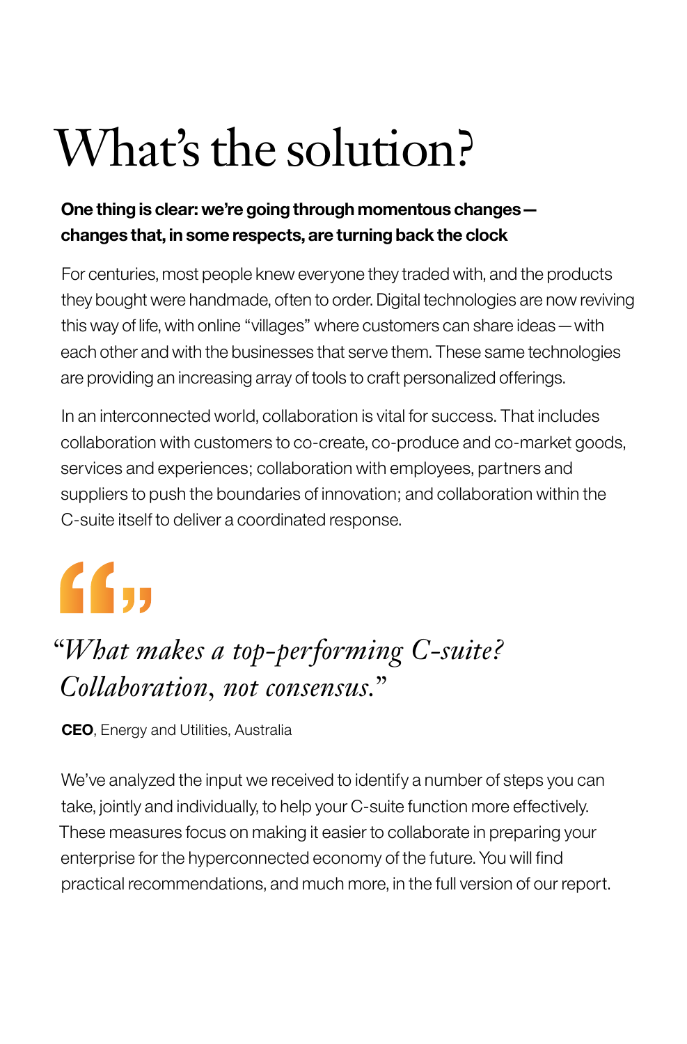# What's the solution?

**One thing is clear: we're going through momentous changes — changes that, in some respects, are turning back the clock**

For centuries, most people knew everyone they traded with, and the products they bought were handmade, often to order. Digital technologies are now reviving this way of life, with online "villages" where customers can share ideas — with each other and with the businesses that serve them. These same technologies are providing an increasing array of tools to craft personalized offerings.

In an interconnected world, collaboration is vital for success. That includes collaboration with customers to co-create, co-produce and co-market goods, services and experiences; collaboration with employees, partners and suppliers to push the boundaries of innovation; and collaboration within the C-suite itself to deliver a coordinated response.

> *"What makes a top-performing C-suite? Collaboration, not consensus."*
>
> **CEO**, Energy and Utilities, Australia

We've analyzed the input we received to identify a number of steps you can take, jointly and individually, to help your C-suite function more effectively. These measures focus on making it easier to collaborate in preparing your enterprise for the hyperconnected economy of the future. You will find practical recommendations, and much more, in the full version of our report.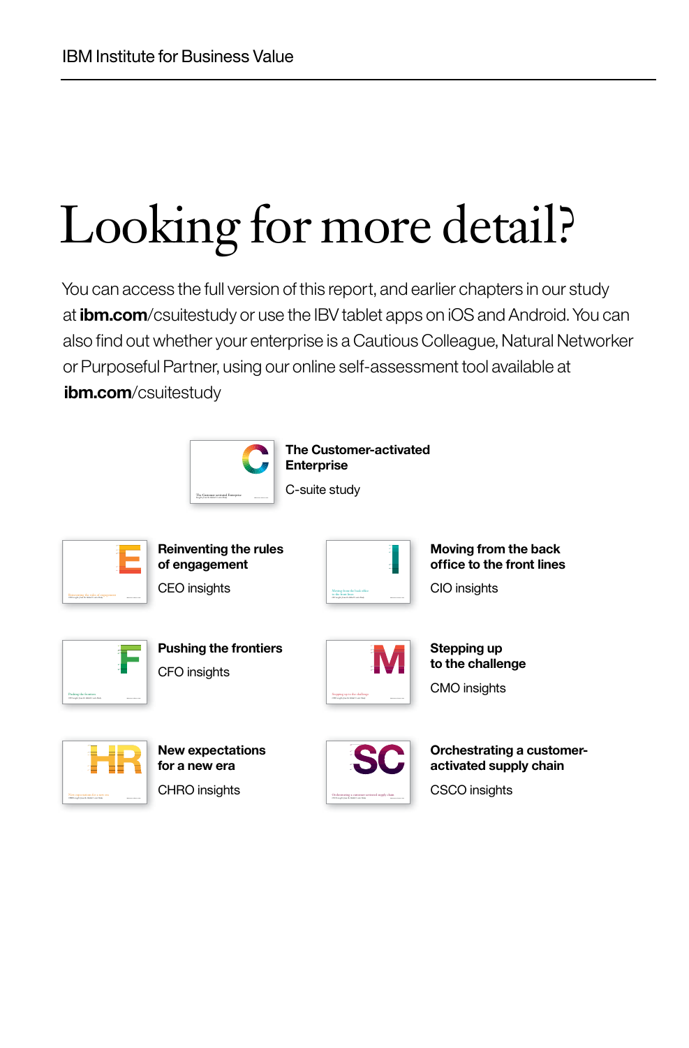# Looking for more detail?

You can access the full version of this report, and earlier chapters in our study at **ibm.com**/csuitestudy or use the IBV tablet apps on iOS and Android. You can also find out whether your enterprise is a Cautious Colleague, Natural Networker or Purposeful Partner, using our online self-assessment tool available at **ibm.com**/csuitestudy

**The Customer-activated Enterprise**

C-suite study

**Reinventing the rules of engagement**

CEO insights

**Moving from the back office to the front lines**

CIO insights

**Pushing the frontiers**

CFO insights

**Stepping up to the challenge**

CMO insights

**New expectations for a new era**

CHRO insights

**Orchestrating a customer-activated supply chain**

CSCO insights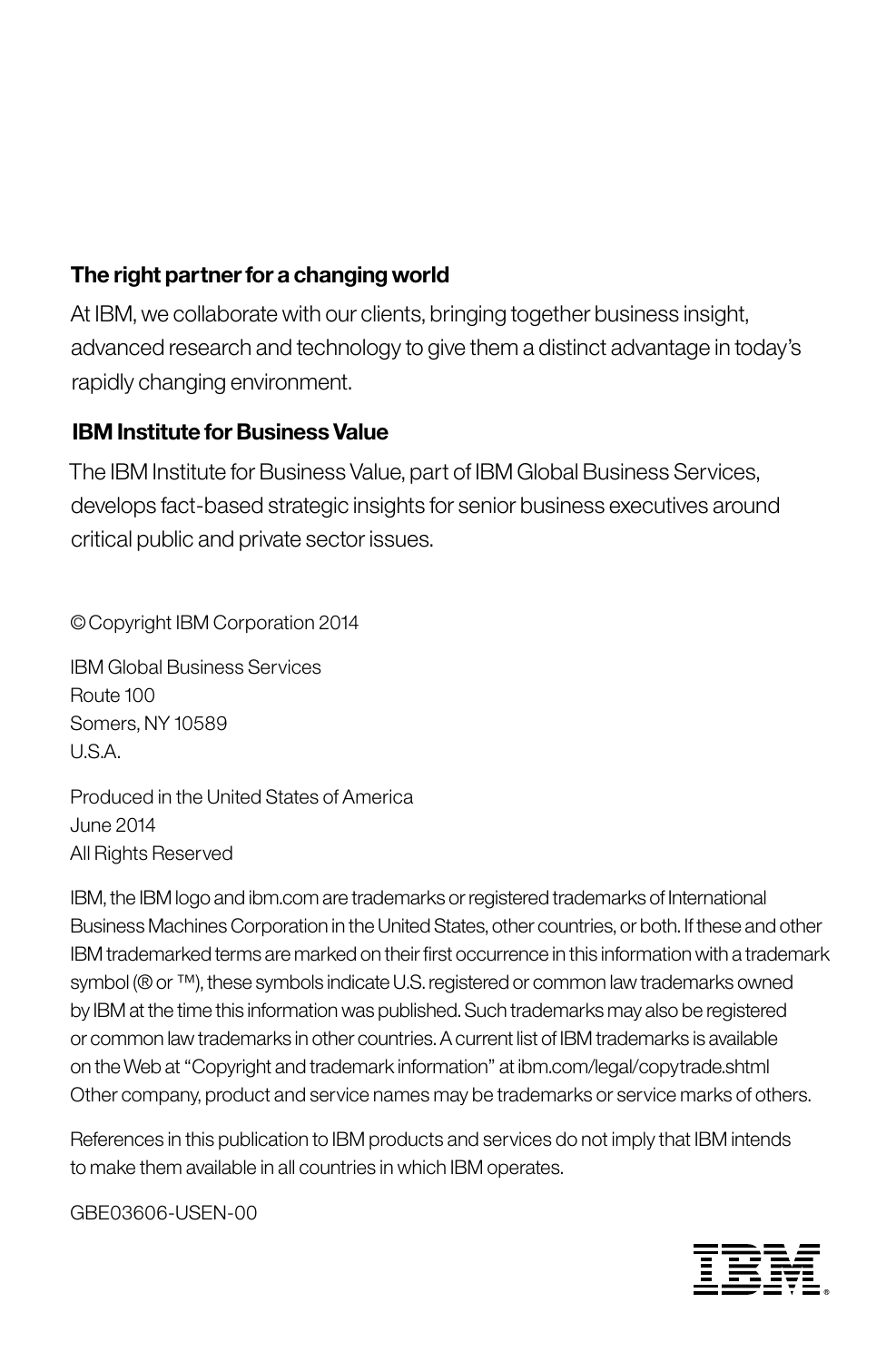## The right partner for a changing world

At IBM, we collaborate with our clients, bringing together business insight, advanced research and technology to give them a distinct advantage in today's rapidly changing environment.

## IBM Institute for Business Value

The IBM Institute for Business Value, part of IBM Global Business Services, develops fact-based strategic insights for senior business executives around critical public and private sector issues.

© Copyright IBM Corporation 2014

IBM Global Business Services
Route 100
Somers, NY 10589
U.S.A.

Produced in the United States of America
June 2014
All Rights Reserved

IBM, the IBM logo and ibm.com are trademarks or registered trademarks of International Business Machines Corporation in the United States, other countries, or both. If these and other IBM trademarked terms are marked on their first occurrence in this information with a trademark symbol (® or ™), these symbols indicate U.S. registered or common law trademarks owned by IBM at the time this information was published. Such trademarks may also be registered or common law trademarks in other countries. A current list of IBM trademarks is available on the Web at "Copyright and trademark information" at ibm.com/legal/copytrade.shtml Other company, product and service names may be trademarks or service marks of others.

References in this publication to IBM products and services do not imply that IBM intends to make them available in all countries in which IBM operates.

GBE03606-USEN-00